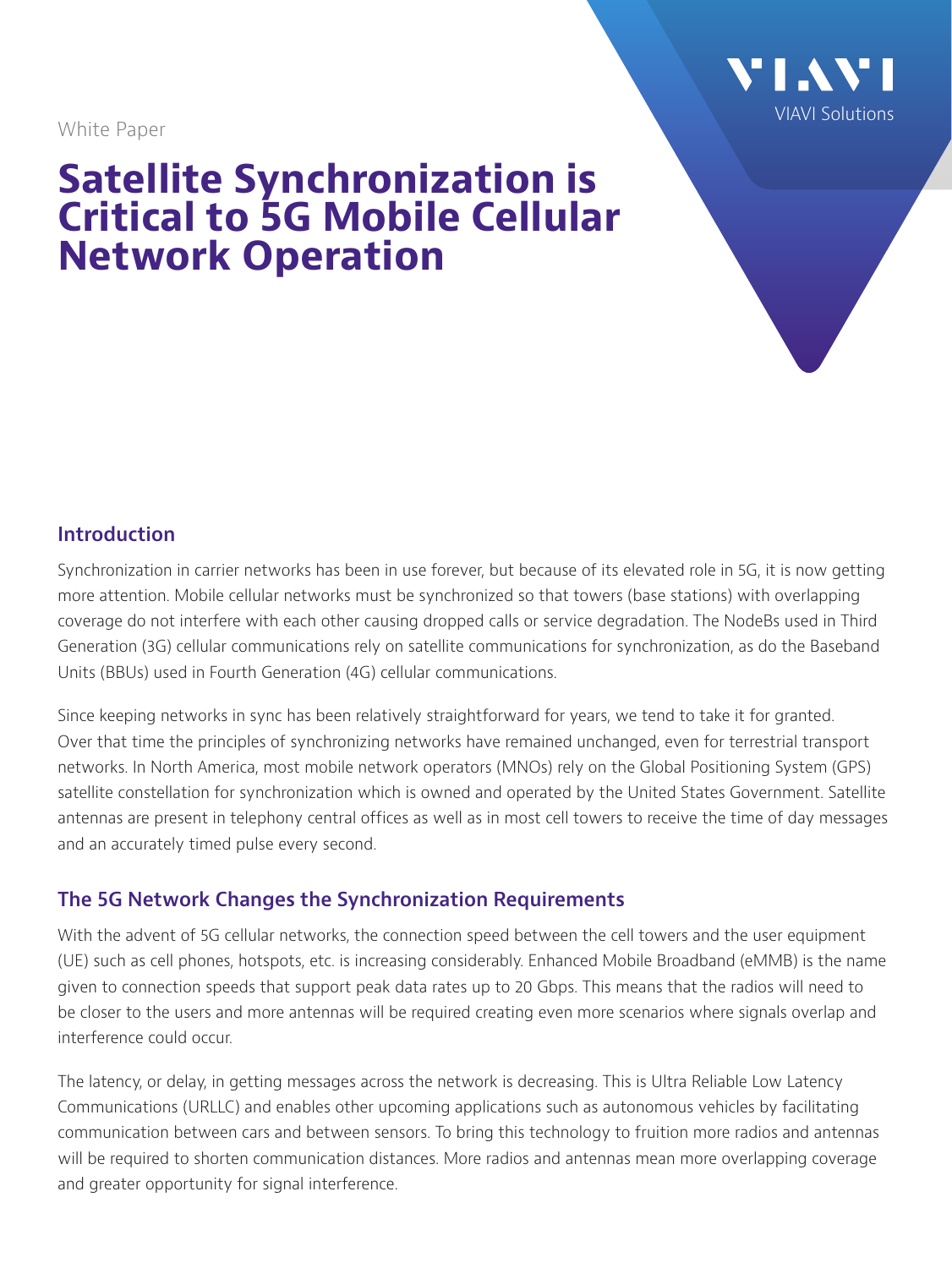White Paper

# Satellite Synchronization is Critical to 5G Mobile Cellular Network Operation

VIAVI Solutions

## Introduction

Synchronization in carrier networks has been in use forever, but because of its elevated role in 5G, it is now getting more attention. Mobile cellular networks must be synchronized so that towers (base stations) with overlapping coverage do not interfere with each other causing dropped calls or service degradation. The NodeBs used in Third Generation (3G) cellular communications rely on satellite communications for synchronization, as do the Baseband Units (BBUs) used in Fourth Generation (4G) cellular communications.

Since keeping networks in sync has been relatively straightforward for years, we tend to take it for granted. Over that time the principles of synchronizing networks have remained unchanged, even for terrestrial transport networks. In North America, most mobile network operators (MNOs) rely on the Global Positioning System (GPS) satellite constellation for synchronization which is owned and operated by the United States Government. Satellite antennas are present in telephony central offices as well as in most cell towers to receive the time of day messages and an accurately timed pulse every second.

## The 5G Network Changes the Synchronization Requirements

With the advent of 5G cellular networks, the connection speed between the cell towers and the user equipment (UE) such as cell phones, hotspots, etc. is increasing considerably. Enhanced Mobile Broadband (eMMB) is the name given to connection speeds that support peak data rates up to 20 Gbps. This means that the radios will need to be closer to the users and more antennas will be required creating even more scenarios where signals overlap and interference could occur.

The latency, or delay, in getting messages across the network is decreasing. This is Ultra Reliable Low Latency Communications (URLLC) and enables other upcoming applications such as autonomous vehicles by facilitating communication between cars and between sensors. To bring this technology to fruition more radios and antennas will be required to shorten communication distances. More radios and antennas mean more overlapping coverage and greater opportunity for signal interference.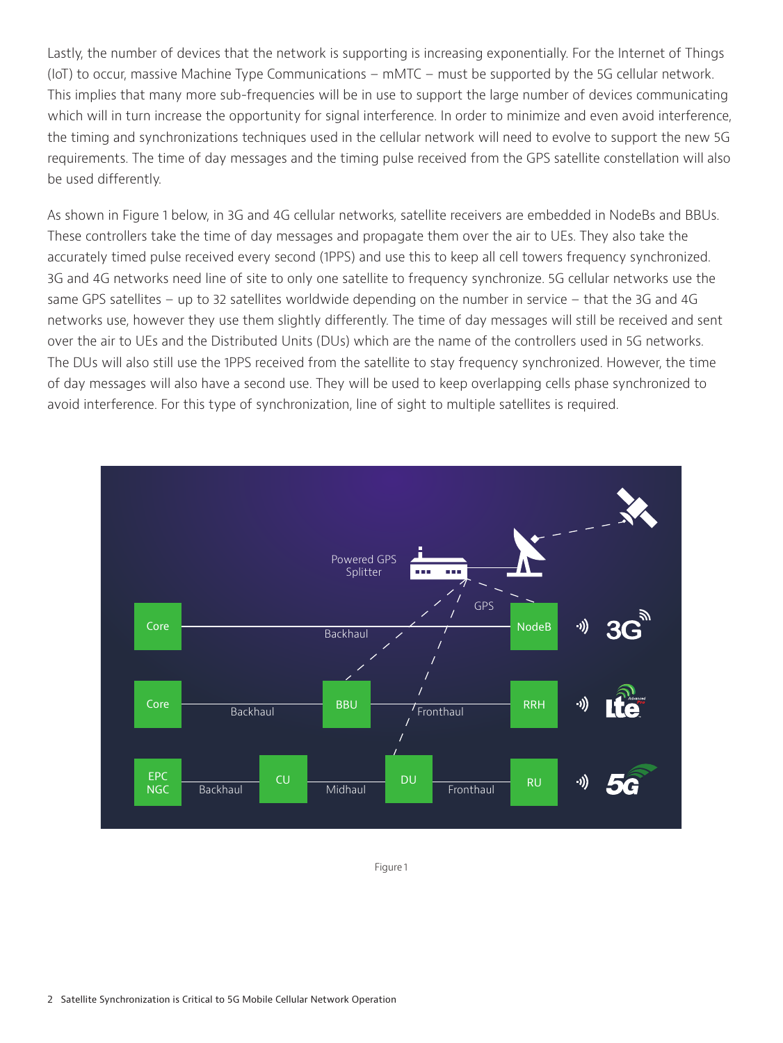Lastly, the number of devices that the network is supporting is increasing exponentially. For the Internet of Things (IoT) to occur, massive Machine Type Communications – mMTC – must be supported by the 5G cellular network. This implies that many more sub-frequencies will be in use to support the large number of devices communicating which will in turn increase the opportunity for signal interference. In order to minimize and even avoid interference, the timing and synchronizations techniques used in the cellular network will need to evolve to support the new 5G requirements. The time of day messages and the timing pulse received from the GPS satellite constellation will also be used differently.

As shown in Figure 1 below, in 3G and 4G cellular networks, satellite receivers are embedded in NodeBs and BBUs. These controllers take the time of day messages and propagate them over the air to UEs. They also take the accurately timed pulse received every second (1PPS) and use this to keep all cell towers frequency synchronized. 3G and 4G networks need line of site to only one satellite to frequency synchronize. 5G cellular networks use the same GPS satellites – up to 32 satellites worldwide depending on the number in service – that the 3G and 4G networks use, however they use them slightly differently. The time of day messages will still be received and sent over the air to UEs and the Distributed Units (DUs) which are the name of the controllers used in 5G networks. The DUs will also still use the 1PPS received from the satellite to stay frequency synchronized. However, the time of day messages will also have a second use. They will be used to keep overlapping cells phase synchronized to avoid interference. For this type of synchronization, line of sight to multiple satellites is required.

Figure 1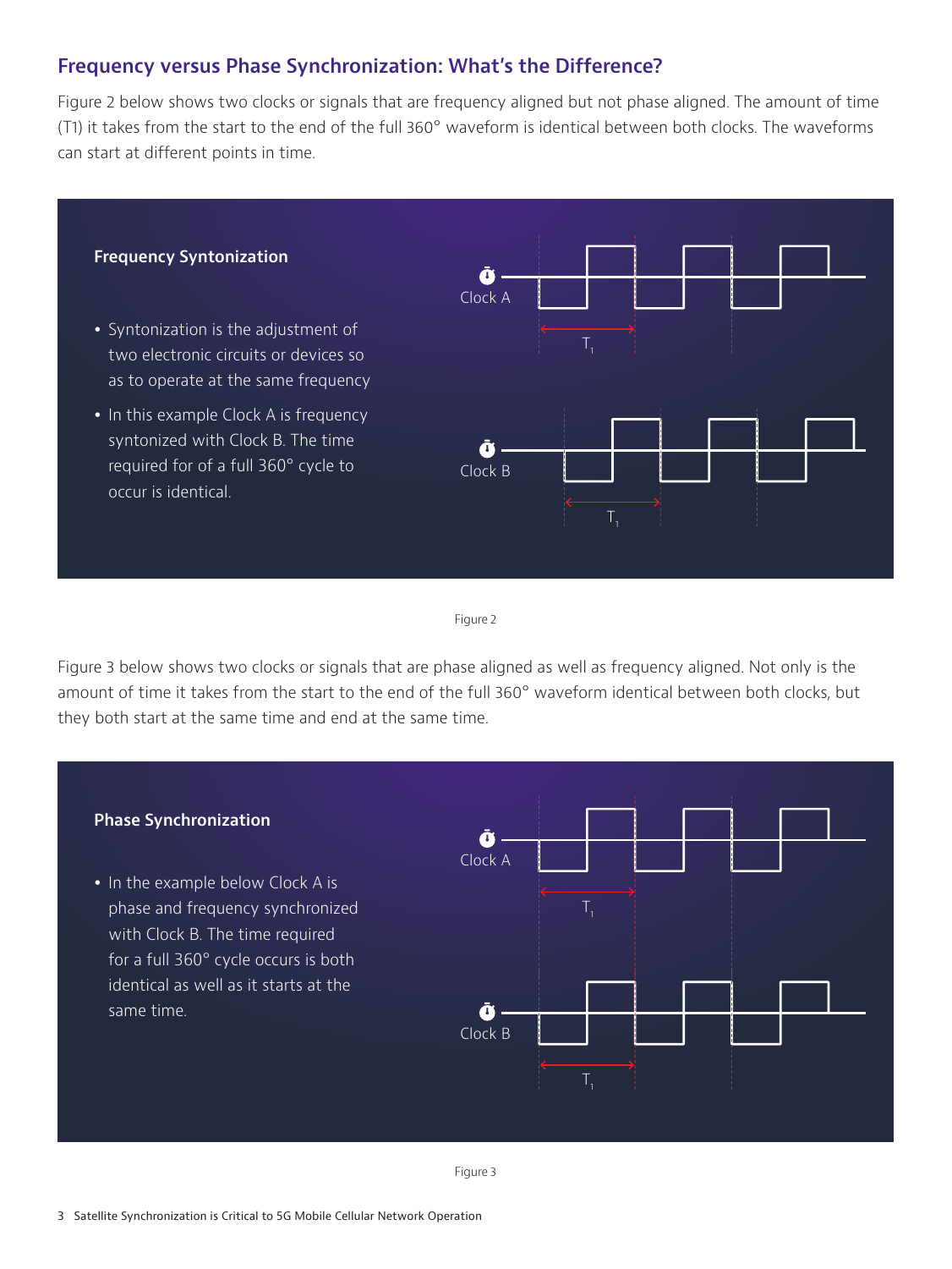## Frequency versus Phase Synchronization: What's the Difference?

Figure 2 below shows two clocks or signals that are frequency aligned but not phase aligned. The amount of time (T1) it takes from the start to the end of the full 360° waveform is identical between both clocks. The waveforms can start at different points in time.

**Frequency Syntonization**

- Syntonization is the adjustment of two electronic circuits or devices so as to operate at the same frequency
- In this example Clock A is frequency syntonized with Clock B. The time required for of a full 360° cycle to occur is identical.

Clock A

$T_1$

Clock B

$T_1$

Figure 2

Figure 3 below shows two clocks or signals that are phase aligned as well as frequency aligned. Not only is the amount of time it takes from the start to the end of the full 360° waveform identical between both clocks, but they both start at the same time and end at the same time.

**Phase Synchronization**

- In the example below Clock A is phase and frequency synchronized with Clock B. The time required for a full 360° cycle occurs is both identical as well as it starts at the same time.

Clock A

$T_1$

Clock B

$T_1$

Figure 3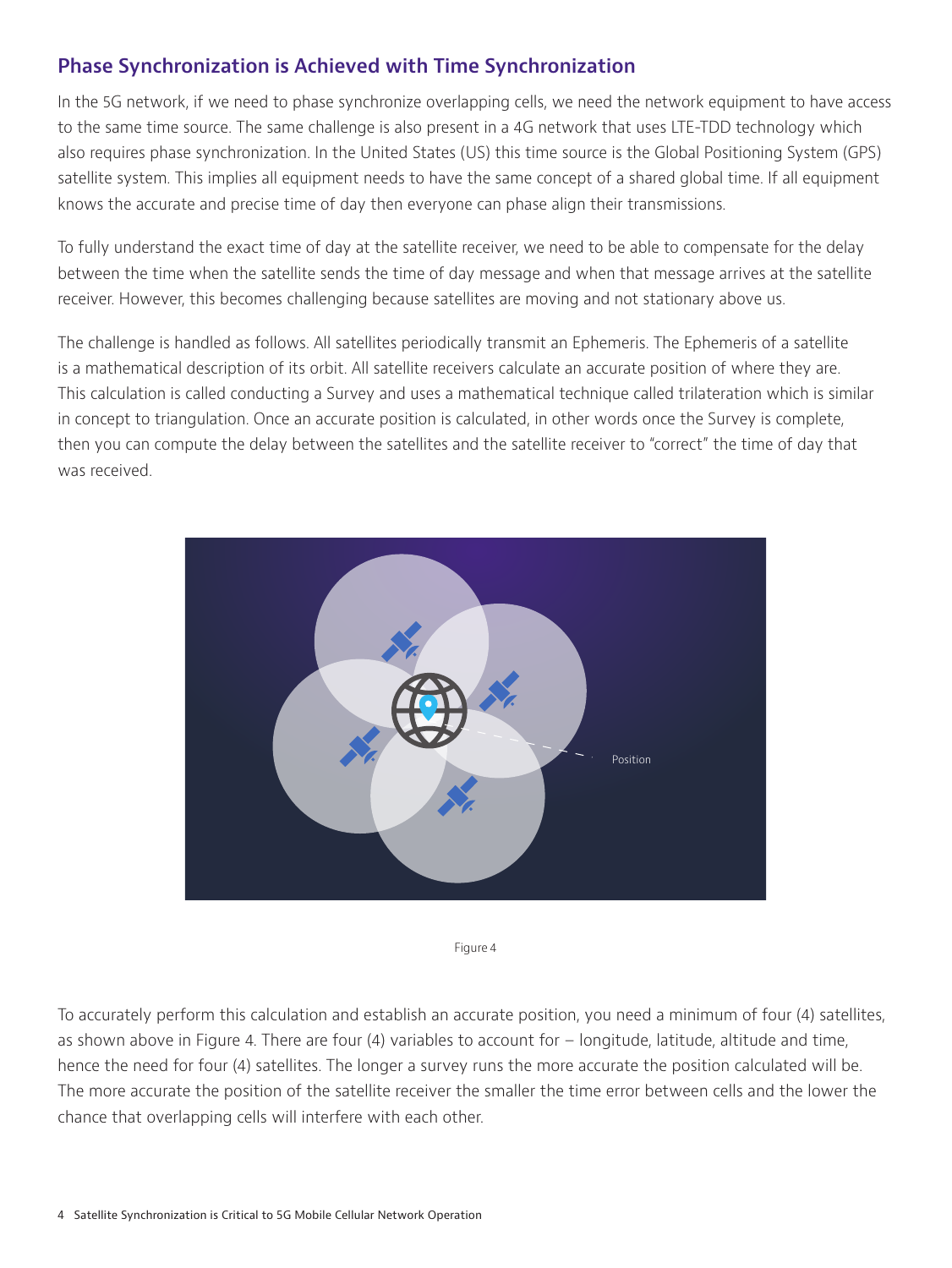## Phase Synchronization is Achieved with Time Synchronization

In the 5G network, if we need to phase synchronize overlapping cells, we need the network equipment to have access to the same time source. The same challenge is also present in a 4G network that uses LTE-TDD technology which also requires phase synchronization. In the United States (US) this time source is the Global Positioning System (GPS) satellite system. This implies all equipment needs to have the same concept of a shared global time. If all equipment knows the accurate and precise time of day then everyone can phase align their transmissions.

To fully understand the exact time of day at the satellite receiver, we need to be able to compensate for the delay between the time when the satellite sends the time of day message and when that message arrives at the satellite receiver. However, this becomes challenging because satellites are moving and not stationary above us.

The challenge is handled as follows. All satellites periodically transmit an Ephemeris. The Ephemeris of a satellite is a mathematical description of its orbit. All satellite receivers calculate an accurate position of where they are. This calculation is called conducting a Survey and uses a mathematical technique called trilateration which is similar in concept to triangulation. Once an accurate position is calculated, in other words once the Survey is complete, then you can compute the delay between the satellites and the satellite receiver to "correct" the time of day that was received.

Position

Figure 4

To accurately perform this calculation and establish an accurate position, you need a minimum of four (4) satellites, as shown above in Figure 4. There are four (4) variables to account for – longitude, latitude, altitude and time, hence the need for four (4) satellites. The longer a survey runs the more accurate the position calculated will be. The more accurate the position of the satellite receiver the smaller the time error between cells and the lower the chance that overlapping cells will interfere with each other.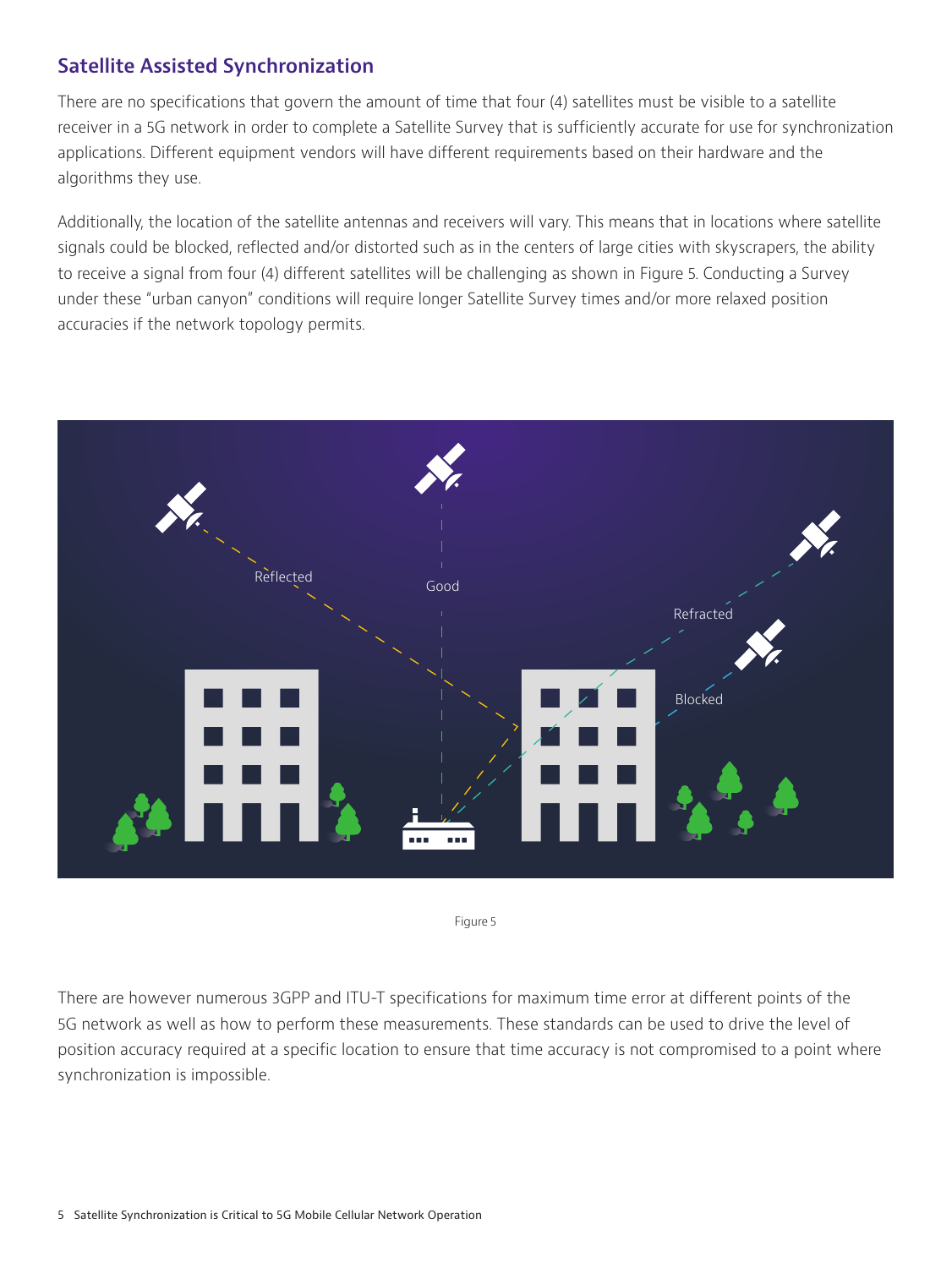## Satellite Assisted Synchronization

There are no specifications that govern the amount of time that four (4) satellites must be visible to a satellite receiver in a 5G network in order to complete a Satellite Survey that is sufficiently accurate for use for synchronization applications. Different equipment vendors will have different requirements based on their hardware and the algorithms they use.

Additionally, the location of the satellite antennas and receivers will vary. This means that in locations where satellite signals could be blocked, reflected and/or distorted such as in the centers of large cities with skyscrapers, the ability to receive a signal from four (4) different satellites will be challenging as shown in Figure 5. Conducting a Survey under these "urban canyon" conditions will require longer Satellite Survey times and/or more relaxed position accuracies if the network topology permits.

Figure 5

There are however numerous 3GPP and ITU-T specifications for maximum time error at different points of the 5G network as well as how to perform these measurements. These standards can be used to drive the level of position accuracy required at a specific location to ensure that time accuracy is not compromised to a point where synchronization is impossible.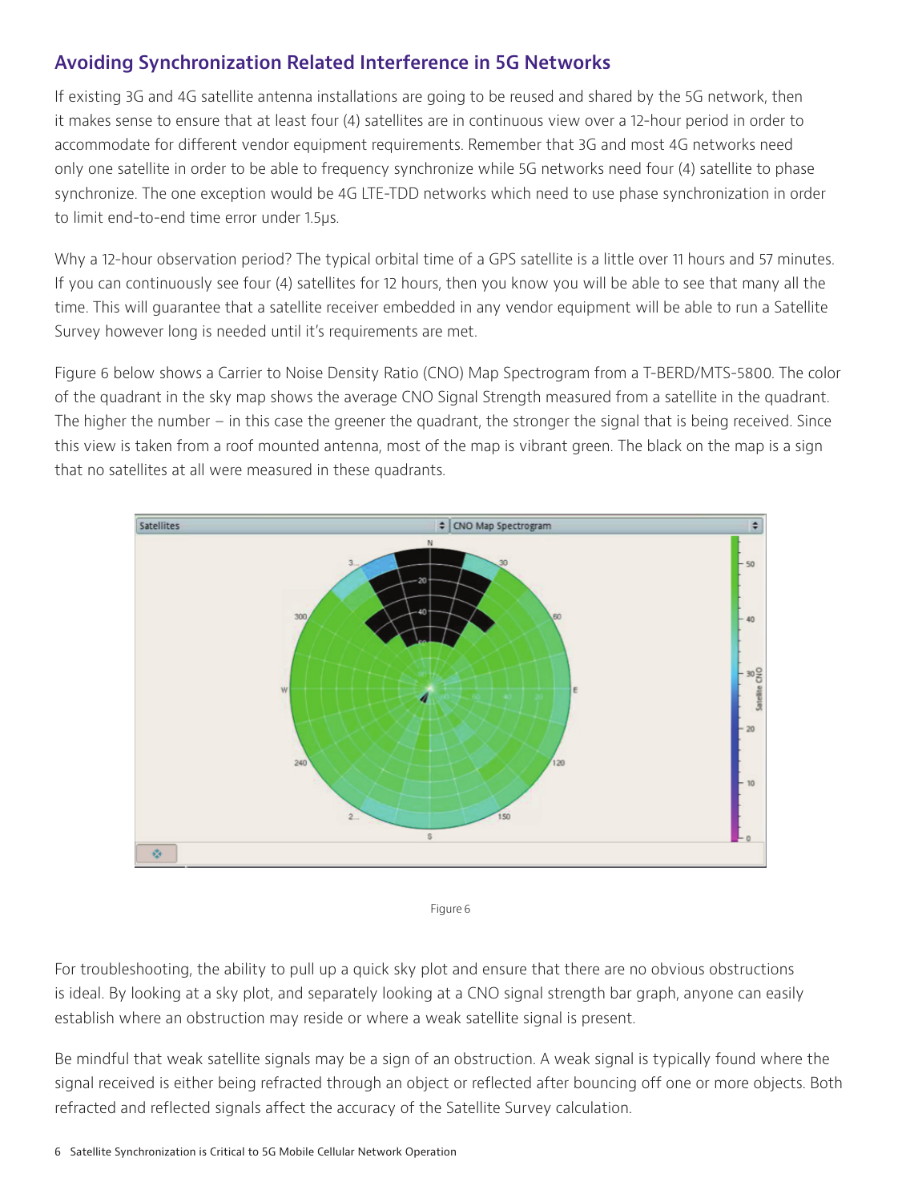## Avoiding Synchronization Related Interference in 5G Networks

If existing 3G and 4G satellite antenna installations are going to be reused and shared by the 5G network, then it makes sense to ensure that at least four (4) satellites are in continuous view over a 12-hour period in order to accommodate for different vendor equipment requirements. Remember that 3G and most 4G networks need only one satellite in order to be able to frequency synchronize while 5G networks need four (4) satellite to phase synchronize. The one exception would be 4G LTE-TDD networks which need to use phase synchronization in order to limit end-to-end time error under 1.5µs.

Why a 12-hour observation period? The typical orbital time of a GPS satellite is a little over 11 hours and 57 minutes. If you can continuously see four (4) satellites for 12 hours, then you know you will be able to see that many all the time. This will guarantee that a satellite receiver embedded in any vendor equipment will be able to run a Satellite Survey however long is needed until it's requirements are met.

Figure 6 below shows a Carrier to Noise Density Ratio (CNO) Map Spectrogram from a T-BERD/MTS-5800. The color of the quadrant in the sky map shows the average CNO Signal Strength measured from a satellite in the quadrant. The higher the number – in this case the greener the quadrant, the stronger the signal that is being received. Since this view is taken from a roof mounted antenna, most of the map is vibrant green. The black on the map is a sign that no satellites at all were measured in these quadrants.

Figure 6

For troubleshooting, the ability to pull up a quick sky plot and ensure that there are no obvious obstructions is ideal. By looking at a sky plot, and separately looking at a CNO signal strength bar graph, anyone can easily establish where an obstruction may reside or where a weak satellite signal is present.

Be mindful that weak satellite signals may be a sign of an obstruction. A weak signal is typically found where the signal received is either being refracted through an object or reflected after bouncing off one or more objects. Both refracted and reflected signals affect the accuracy of the Satellite Survey calculation.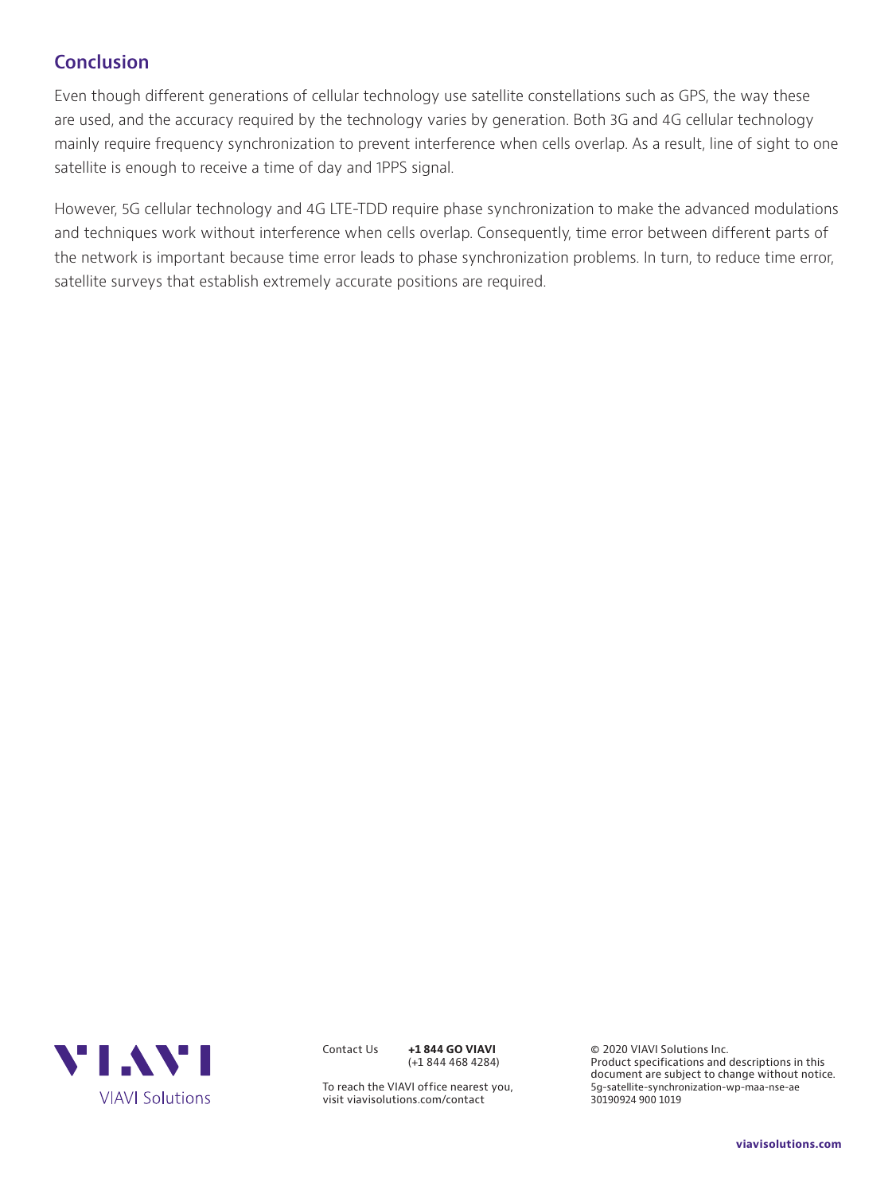## Conclusion

Even though different generations of cellular technology use satellite constellations such as GPS, the way these are used, and the accuracy required by the technology varies by generation. Both 3G and 4G cellular technology mainly require frequency synchronization to prevent interference when cells overlap. As a result, line of sight to one satellite is enough to receive a time of day and 1PPS signal.

However, 5G cellular technology and 4G LTE-TDD require phase synchronization to make the advanced modulations and techniques work without interference when cells overlap. Consequently, time error between different parts of the network is important because time error leads to phase synchronization problems. In turn, to reduce time error, satellite surveys that establish extremely accurate positions are required.

VIAVI Solutions

Contact Us **+1 844 GO VIAVI**
(+1 844 468 4284)

To reach the VIAVI office nearest you, visit viavisolutions.com/contact

© 2020 VIAVI Solutions Inc.
Product specifications and descriptions in this document are subject to change without notice.
5g-satellite-synchronization-wp-maa-nse-ae
30190924 900 1019

**viavisolutions.com**